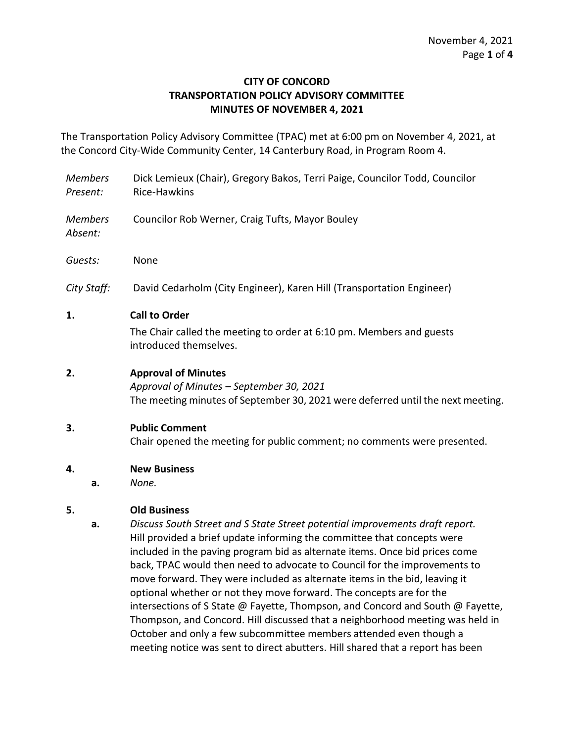**CITY OF CONCORD**
**TRANSPORTATION POLICY ADVISORY COMMITTEE**
**MINUTES OF NOVEMBER 4, 2021**

The Transportation Policy Advisory Committee (TPAC) met at 6:00 pm on November 4, 2021, at the Concord City-Wide Community Center, 14 Canterbury Road, in Program Room 4.

| | |
|---|---|
| *Members Present:* | Dick Lemieux (Chair), Gregory Bakos, Terri Paige, Councilor Todd, Councilor Rice-Hawkins |
| *Members Absent:* | Councilor Rob Werner, Craig Tufts, Mayor Bouley |
| *Guests:* | None |
| *City Staff:* | David Cedarholm (City Engineer), Karen Hill (Transportation Engineer) |

**1. Call to Order**

The Chair called the meeting to order at 6:10 pm. Members and guests introduced themselves.

**2. Approval of Minutes**

*Approval of Minutes – September 30, 2021*

The meeting minutes of September 30, 2021 were deferred until the next meeting.

**3. Public Comment**

Chair opened the meeting for public comment; no comments were presented.

**4. New Business**

a. *None.*

**5. Old Business**

a. *Discuss South Street and S State Street potential improvements draft report.* Hill provided a brief update informing the committee that concepts were included in the paving program bid as alternate items. Once bid prices come back, TPAC would then need to advocate to Council for the improvements to move forward. They were included as alternate items in the bid, leaving it optional whether or not they move forward. The concepts are for the intersections of S State @ Fayette, Thompson, and Concord and South @ Fayette, Thompson, and Concord. Hill discussed that a neighborhood meeting was held in October and only a few subcommittee members attended even though a meeting notice was sent to direct abutters. Hill shared that a report has been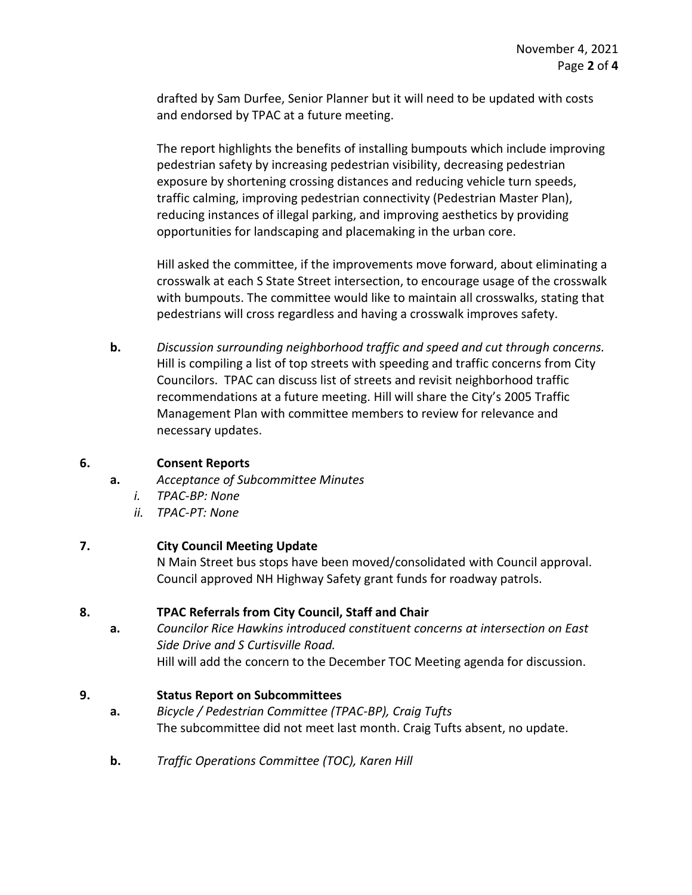drafted by Sam Durfee, Senior Planner but it will need to be updated with costs and endorsed by TPAC at a future meeting.

The report highlights the benefits of installing bumpouts which include improving pedestrian safety by increasing pedestrian visibility, decreasing pedestrian exposure by shortening crossing distances and reducing vehicle turn speeds, traffic calming, improving pedestrian connectivity (Pedestrian Master Plan), reducing instances of illegal parking, and improving aesthetics by providing opportunities for landscaping and placemaking in the urban core.

Hill asked the committee, if the improvements move forward, about eliminating a crosswalk at each S State Street intersection, to encourage usage of the crosswalk with bumpouts. The committee would like to maintain all crosswalks, stating that pedestrians will cross regardless and having a crosswalk improves safety.

**b.** *Discussion surrounding neighborhood traffic and speed and cut through concerns.* Hill is compiling a list of top streets with speeding and traffic concerns from City Councilors. TPAC can discuss list of streets and revisit neighborhood traffic recommendations at a future meeting. Hill will share the City's 2005 Traffic Management Plan with committee members to review for relevance and necessary updates.

**6. Consent Reports**

**a.** *Acceptance of Subcommittee Minutes*

*i. TPAC-BP: None*

*ii. TPAC-PT: None*

**7. City Council Meeting Update**

N Main Street bus stops have been moved/consolidated with Council approval. Council approved NH Highway Safety grant funds for roadway patrols.

**8. TPAC Referrals from City Council, Staff and Chair**

**a.** *Councilor Rice Hawkins introduced constituent concerns at intersection on East Side Drive and S Curtisville Road.*

Hill will add the concern to the December TOC Meeting agenda for discussion.

**9. Status Report on Subcommittees**

**a.** *Bicycle / Pedestrian Committee (TPAC-BP), Craig Tufts*

The subcommittee did not meet last month. Craig Tufts absent, no update.

**b.** *Traffic Operations Committee (TOC), Karen Hill*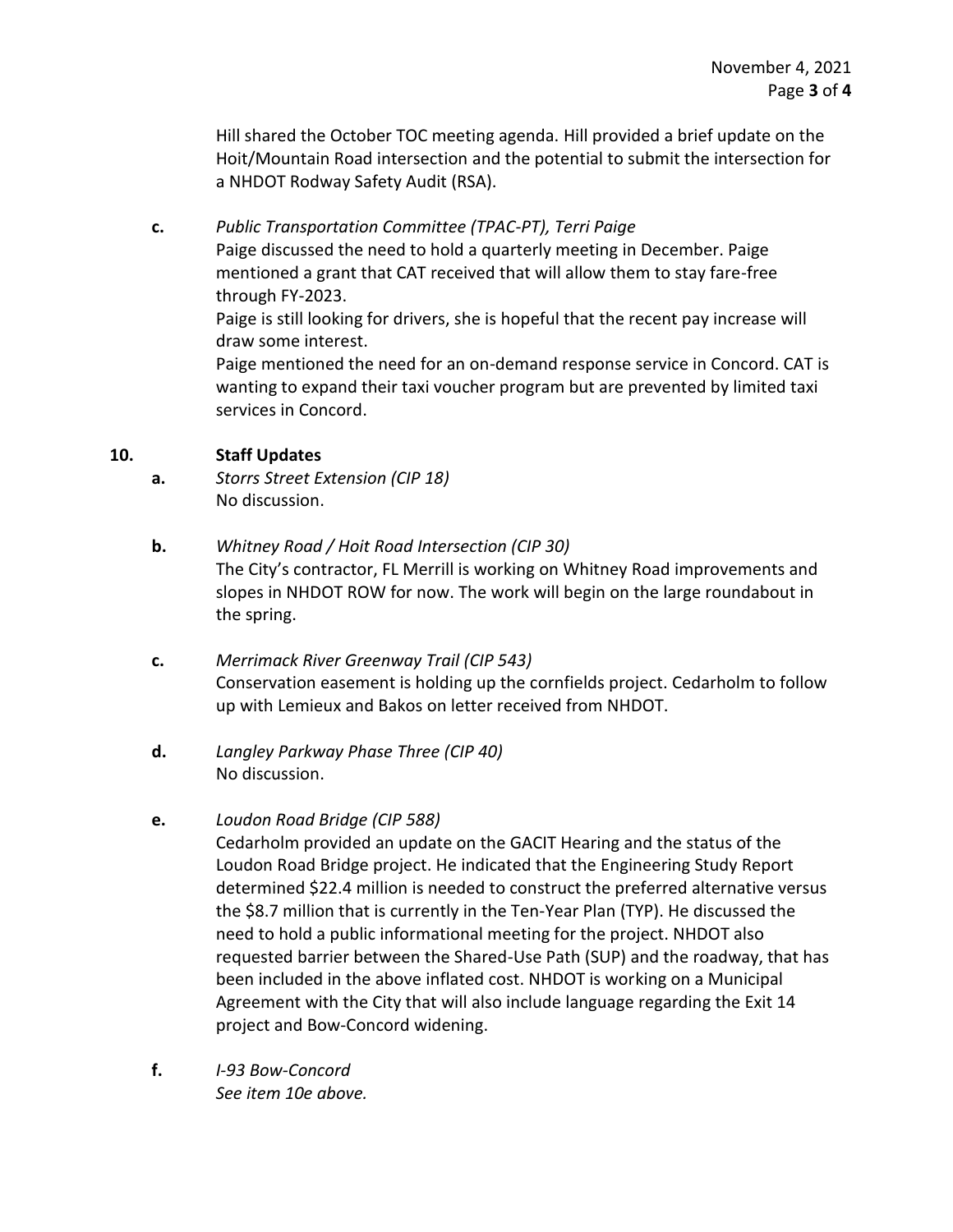Hill shared the October TOC meeting agenda. Hill provided a brief update on the Hoit/Mountain Road intersection and the potential to submit the intersection for a NHDOT Rodway Safety Audit (RSA).

**c.** *Public Transportation Committee (TPAC-PT), Terri Paige*

Paige discussed the need to hold a quarterly meeting in December. Paige mentioned a grant that CAT received that will allow them to stay fare-free through FY-2023.

Paige is still looking for drivers, she is hopeful that the recent pay increase will draw some interest.

Paige mentioned the need for an on-demand response service in Concord. CAT is wanting to expand their taxi voucher program but are prevented by limited taxi services in Concord.

**10. Staff Updates**

**a.** *Storrs Street Extension (CIP 18)*

No discussion.

**b.** *Whitney Road / Hoit Road Intersection (CIP 30)*

The City's contractor, FL Merrill is working on Whitney Road improvements and slopes in NHDOT ROW for now. The work will begin on the large roundabout in the spring.

**c.** *Merrimack River Greenway Trail (CIP 543)*

Conservation easement is holding up the cornfields project. Cedarholm to follow up with Lemieux and Bakos on letter received from NHDOT.

**d.** *Langley Parkway Phase Three (CIP 40)*

No discussion.

**e.** *Loudon Road Bridge (CIP 588)*

Cedarholm provided an update on the GACIT Hearing and the status of the Loudon Road Bridge project. He indicated that the Engineering Study Report determined $22.4 million is needed to construct the preferred alternative versus the $8.7 million that is currently in the Ten-Year Plan (TYP). He discussed the need to hold a public informational meeting for the project. NHDOT also requested barrier between the Shared-Use Path (SUP) and the roadway, that has been included in the above inflated cost. NHDOT is working on a Municipal Agreement with the City that will also include language regarding the Exit 14 project and Bow-Concord widening.

**f.** *I-93 Bow-Concord*

*See item 10e above.*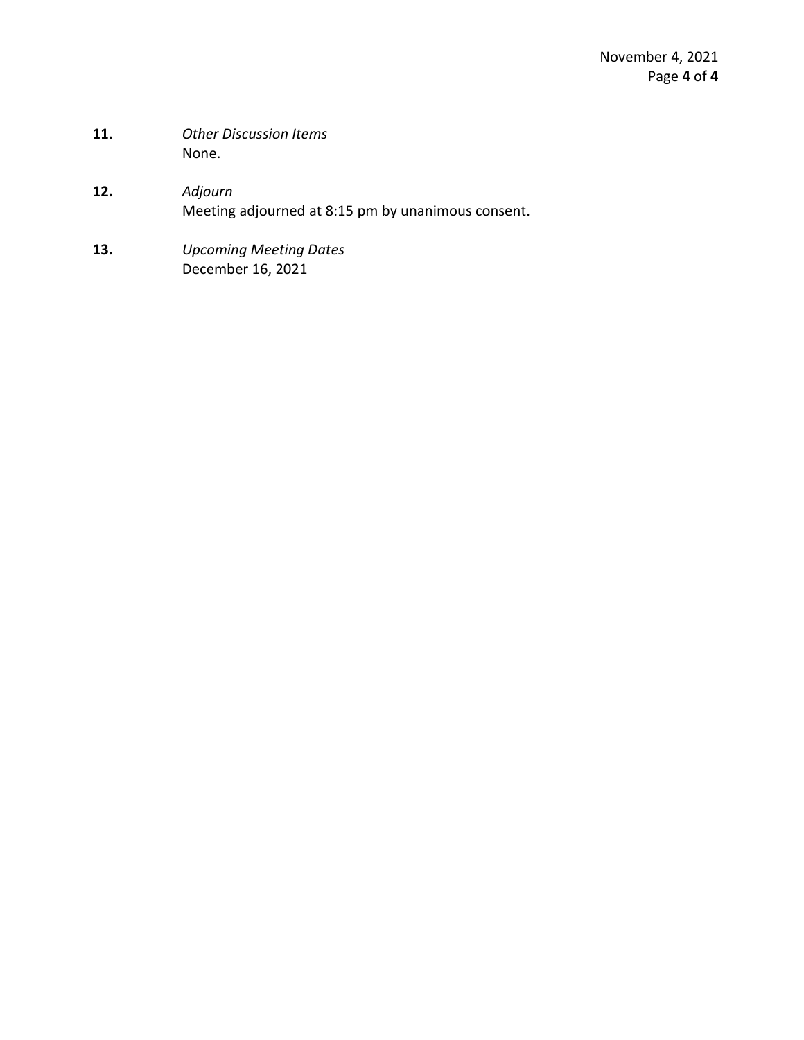**11.** *Other Discussion Items*
None.

**12.** *Adjourn*
Meeting adjourned at 8:15 pm by unanimous consent.

**13.** *Upcoming Meeting Dates*
December 16, 2021